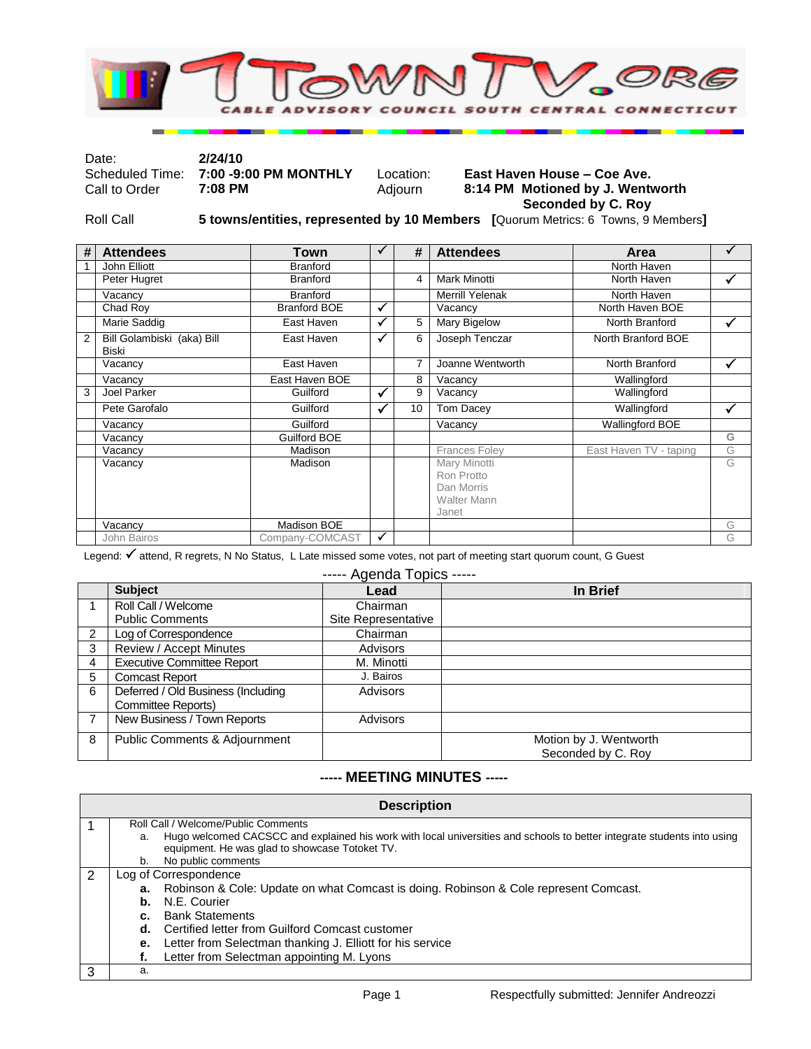**TTOWNTV.ORG**

**CABLE ADVISORY COUNCIL SOUTH CENTRAL CONNECTICUT**

| | | | |
|---|---|---|---|
| Date: | **2/24/10** | | |
| Scheduled Time: | **7:00 -9:00 PM MONTHLY** | Location: | **East Haven House – Coe Ave.** |
| Call to Order | **7:08 PM** | Adjourn | **8:14 PM Motioned by J. Wentworth Seconded by C. Roy** |
| Roll Call | **5 towns/entities, represented by 10 Members** **[**Quorum Metrics: 6 Towns, 9 Members**]** | | |

| # | Attendees | Town | ✓ | # | Attendees | Area | ✓ |
|---|---|---|---|---|---|---|---|
| 1 | John Elliott | Branford | | | | North Haven | |
| | Peter Hugret | Branford | | 4 | Mark Minotti | North Haven | ✓ |
| | Vacancy | Branford | | | Merrill Yelenak | North Haven | |
| | Chad Roy | Branford BOE | ✓ | | Vacancy | North Haven BOE | |
| | Marie Saddig | East Haven | ✓ | 5 | Mary Bigelow | North Branford | ✓ |
| 2 | Bill Golambiski (aka) Bill Biski | East Haven | ✓ | 6 | Joseph Tenczar | North Branford BOE | |
| | Vacancy | East Haven | | 7 | Joanne Wentworth | North Branford | ✓ |
| | Vacancy | East Haven BOE | | 8 | Vacancy | Wallingford | |
| 3 | Joel Parker | Guilford | ✓ | 9 | Vacancy | Wallingford | |
| | Pete Garofalo | Guilford | ✓ | 10 | Tom Dacey | Wallingford | ✓ |
| | Vacancy | Guilford | | | Vacancy | Wallingford BOE | |
| | Vacancy | Guilford BOE | | | | | G |
| | Vacancy | Madison | | | Frances Foley | East Haven TV - taping | G |
| | Vacancy | Madison | | | Mary Minotti<br>Ron Protto<br>Dan Morris<br>Walter Mann<br>Janet | | G |
| | Vacancy | Madison BOE | ✓ | | | | G |
| | John Bairos | Company-COMCAST | ✓ | | | | G |

Legend: ✓ attend, R regrets, N No Status, L Late missed some votes, not part of meeting start quorum count, G Guest

----- Agenda Topics -----

| | Subject | Lead | In Brief |
|---|---|---|---|
| 1 | Roll Call / Welcome<br>Public Comments | Chairman<br>Site Representative | |
| 2 | Log of Correspondence | Chairman | |
| 3 | Review / Accept Minutes | Advisors | |
| 4 | Executive Committee Report | M. Minotti | |
| 5 | Comcast Report | J. Bairos | |
| 6 | Deferred / Old Business (Including Committee Reports) | Advisors | |
| 7 | New Business / Town Reports | Advisors | |
| 8 | Public Comments & Adjournment | | Motion by J. Wentworth<br>Seconded by C. Roy |

## ----- MEETING MINUTES -----

| | Description |
|---|---|
| 1 | Roll Call / Welcome/Public Comments<br>a. Hugo welcomed CACSCC and explained his work with local universities and schools to better integrate students into using equipment. He was glad to showcase Totoket TV.<br>b. No public comments |
| 2 | Log of Correspondence<br>**a.** Robinson & Cole: Update on what Comcast is doing. Robinson & Cole represent Comcast.<br>**b.** N.E. Courier<br>**c.** Bank Statements<br>**d.** Certified letter from Guilford Comcast customer<br>**e.** Letter from Selectman thanking J. Elliott for his service<br>**f.** Letter from Selectman appointing M. Lyons |
| 3 | a. |

Respectfully submitted: Jennifer Andreozzi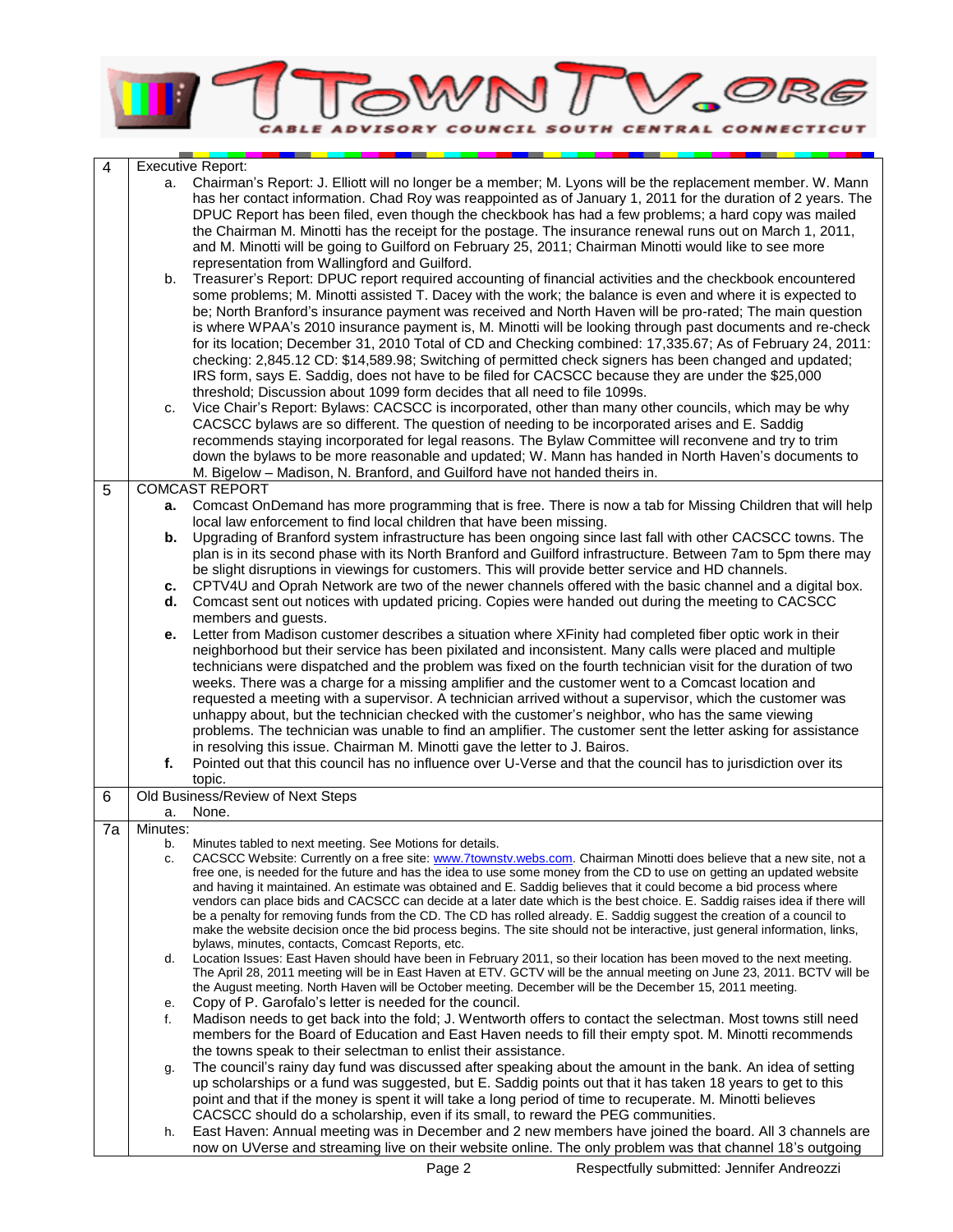| | |
|---|---|
| 4 | Executive Report:<br>a. Chairman's Report: J. Elliott will no longer be a member; M. Lyons will be the replacement member. W. Mann has her contact information. Chad Roy was reappointed as of January 1, 2011 for the duration of 2 years. The DPUC Report has been filed, even though the checkbook has had a few problems; a hard copy was mailed the Chairman M. Minotti has the receipt for the postage. The insurance renewal runs out on March 1, 2011, and M. Minotti will be going to Guilford on February 25, 2011; Chairman Minotti would like to see more representation from Wallingford and Guilford.<br>b. Treasurer's Report: DPUC report required accounting of financial activities and the checkbook encountered some problems; M. Minotti assisted T. Dacey with the work; the balance is even and where it is expected to be; North Branford's insurance payment was received and North Haven will be pro-rated; The main question is where WPAA's 2010 insurance payment is, M. Minotti will be looking through past documents and re-check for its location; December 31, 2010 Total of CD and Checking combined: 17,335.67; As of February 24, 2011: checking: 2,845.12 CD: $14,589.98; Switching of permitted check signers has been changed and updated; IRS form, says E. Saddig, does not have to be filed for CACSCC because they are under the $25,000 threshold; Discussion about 1099 form decides that all need to file 1099s.<br>c. Vice Chair's Report: Bylaws: CACSCC is incorporated, other than many other councils, which may be why CACSCC bylaws are so different. The question of needing to be incorporated arises and E. Saddig recommends staying incorporated for legal reasons. The Bylaw Committee will reconvene and try to trim down the bylaws to be more reasonable and updated; W. Mann has handed in North Haven's documents to M. Bigelow – Madison, N. Branford, and Guilford have not handed theirs in. |
| 5 | COMCAST REPORT<br>**a.** Comcast OnDemand has more programming that is free. There is now a tab for Missing Children that will help local law enforcement to find local children that have been missing.<br>**b.** Upgrading of Branford system infrastructure has been ongoing since last fall with other CACSCC towns. The plan is in its second phase with its North Branford and Guilford infrastructure. Between 7am to 5pm there may be slight disruptions in viewings for customers. This will provide better service and HD channels.<br>**c.** CPTV4U and Oprah Network are two of the newer channels offered with the basic channel and a digital box.<br>**d.** Comcast sent out notices with updated pricing. Copies were handed out during the meeting to CACSCC members and guests.<br>**e.** Letter from Madison customer describes a situation where XFinity had completed fiber optic work in their neighborhood but their service has been pixilated and inconsistent. Many calls were placed and multiple technicians were dispatched and the problem was fixed on the fourth technician visit for the duration of two weeks. There was a charge for a missing amplifier and the customer went to a Comcast location and requested a meeting with a supervisor. A technician arrived without a supervisor, which the customer was unhappy about, but the technician checked with the customer's neighbor, who has the same viewing problems. The technician was unable to find an amplifier. The customer sent the letter asking for assistance in resolving this issue. Chairman M. Minotti gave the letter to J. Bairos.<br>**f.** Pointed out that this council has no influence over U-Verse and that the council has to jurisdiction over its topic. |
| 6 | Old Business/Review of Next Steps<br>a. None. |
| 7a | Minutes:<br>b. Minutes tabled to next meeting. See Motions for details.<br>c. CACSCC Website: Currently on a free site: www.7townstv.webs.com. Chairman Minotti does believe that a new site, not a free one, is needed for the future and has the idea to use some money from the CD to use on getting an updated website and having it maintained. An estimate was obtained and E. Saddig believes that it could become a bid process where vendors can place bids and CACSCC can decide at a later date which is the best choice. E. Saddig raises idea if there will be a penalty for removing funds from the CD. The CD has rolled already. E. Saddig suggest the creation of a council to make the website decision once the bid process begins. The site should not be interactive, just general information, links, bylaws, minutes, contacts, Comcast Reports, etc.<br>d. Location Issues: East Haven should have been in February 2011, so their location has been moved to the next meeting. The April 28, 2011 meeting will be in East Haven at ETV. GCTV will be the annual meeting on June 23, 2011. BCTV will be the August meeting. North Haven will be October meeting. December will be the December 15, 2011 meeting.<br>e. Copy of P. Garofalo's letter is needed for the council.<br>f. Madison needs to get back into the fold; J. Wentworth offers to contact the selectman. Most towns still need members for the Board of Education and East Haven needs to fill their empty spot. M. Minotti recommends the towns speak to their selectman to enlist their assistance.<br>g. The council's rainy day fund was discussed after speaking about the amount in the bank. An idea of setting up scholarships or a fund was suggested, but E. Saddig points out that it has taken 18 years to get to this point and that if the money is spent it will take a long period of time to recuperate. M. Minotti believes CACSCC should do a scholarship, even if its small, to reward the PEG communities.<br>h. East Haven: Annual meeting was in December and 2 new members have joined the board. All 3 channels are now on UVerse and streaming live on their website online. The only problem was that channel 18's outgoing |

Respectfully submitted: Jennifer Andreozzi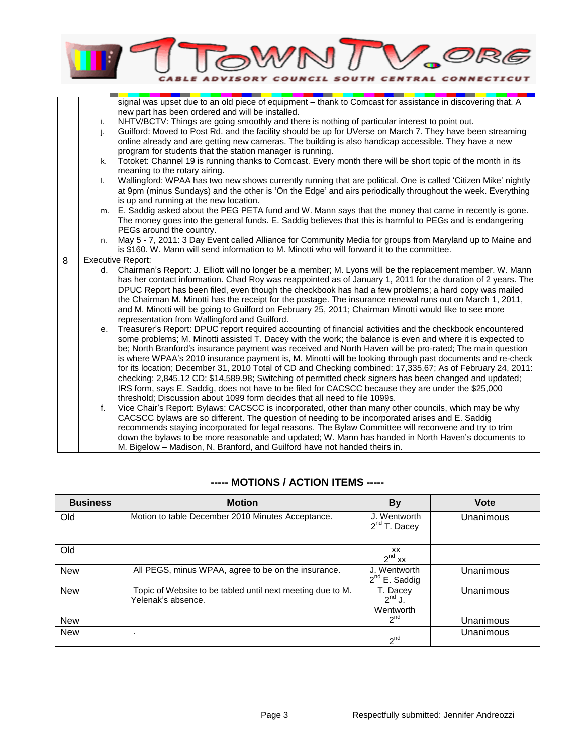| | |
|---|---|
| | signal was upset due to an old piece of equipment – thank to Comcast for assistance in discovering that. A new part has been ordered and will be installed.<br>i. NHTV/BCTV: Things are going smoothly and there is nothing of particular interest to point out.<br>j. Guilford: Moved to Post Rd. and the facility should be up for UVerse on March 7. They have been streaming online already and are getting new cameras. The building is also handicap accessible. They have a new program for students that the station manager is running.<br>k. Totoket: Channel 19 is running thanks to Comcast. Every month there will be short topic of the month in its meaning to the rotary airing.<br>l. Wallingford: WPAA has two new shows currently running that are political. One is called 'Citizen Mike' nightly at 9pm (minus Sundays) and the other is 'On the Edge' and airs periodically throughout the week. Everything is up and running at the new location.<br>m. E. Saddig asked about the PEG PETA fund and W. Mann says that the money that came in recently is gone. The money goes into the general funds. E. Saddig believes that this is harmful to PEGs and is endangering PEGs around the country.<br>n. May 5 - 7, 2011: 3 Day Event called Alliance for Community Media for groups from Maryland up to Maine and is $160. W. Mann will send information to M. Minotti who will forward it to the committee. |
| 8 | Executive Report:<br>d. Chairman's Report: J. Elliott will no longer be a member; M. Lyons will be the replacement member. W. Mann has her contact information. Chad Roy was reappointed as of January 1, 2011 for the duration of 2 years. The DPUC Report has been filed, even though the checkbook has had a few problems; a hard copy was mailed the Chairman M. Minotti has the receipt for the postage. The insurance renewal runs out on March 1, 2011, and M. Minotti will be going to Guilford on February 25, 2011; Chairman Minotti would like to see more representation from Wallingford and Guilford.<br>e. Treasurer's Report: DPUC report required accounting of financial activities and the checkbook encountered some problems; M. Minotti assisted T. Dacey with the work; the balance is even and where it is expected to be; North Branford's insurance payment was received and North Haven will be pro-rated; The main question is where WPAA's 2010 insurance payment is, M. Minotti will be looking through past documents and re-check for its location; December 31, 2010 Total of CD and Checking combined: 17,335.67; As of February 24, 2011: checking: 2,845.12 CD: $14,589.98; Switching of permitted check signers has been changed and updated; IRS form, says E. Saddig, does not have to be filed for CACSCC because they are under the $25,000 threshold; Discussion about 1099 form decides that all need to file 1099s.<br>f. Vice Chair's Report: Bylaws: CACSCC is incorporated, other than many other councils, which may be why CACSCC bylaws are so different. The question of needing to be incorporated arises and E. Saddig recommends staying incorporated for legal reasons. The Bylaw Committee will reconvene and try to trim down the bylaws to be more reasonable and updated; W. Mann has handed in North Haven's documents to M. Bigelow – Madison, N. Branford, and Guilford have not handed theirs in. |

## ----- MOTIONS / ACTION ITEMS -----

| Business | Motion | By | Vote |
|---|---|---|---|
| Old | Motion to table December 2010 Minutes Acceptance. | J. Wentworth 2nd T. Dacey | Unanimous |
| Old | | XX 2nd XX | |
| New | All PEGS, minus WPAA, agree to be on the insurance. | J. Wentworth 2nd E. Saddig | Unanimous |
| New | Topic of Website to be tabled until next meeting due to M. Yelenak's absence. | T. Dacey 2nd J. Wentworth | Unanimous |
| New | | 2nd | Unanimous |
| New | . | 2nd | Unanimous |

Respectfully submitted: Jennifer Andreozzi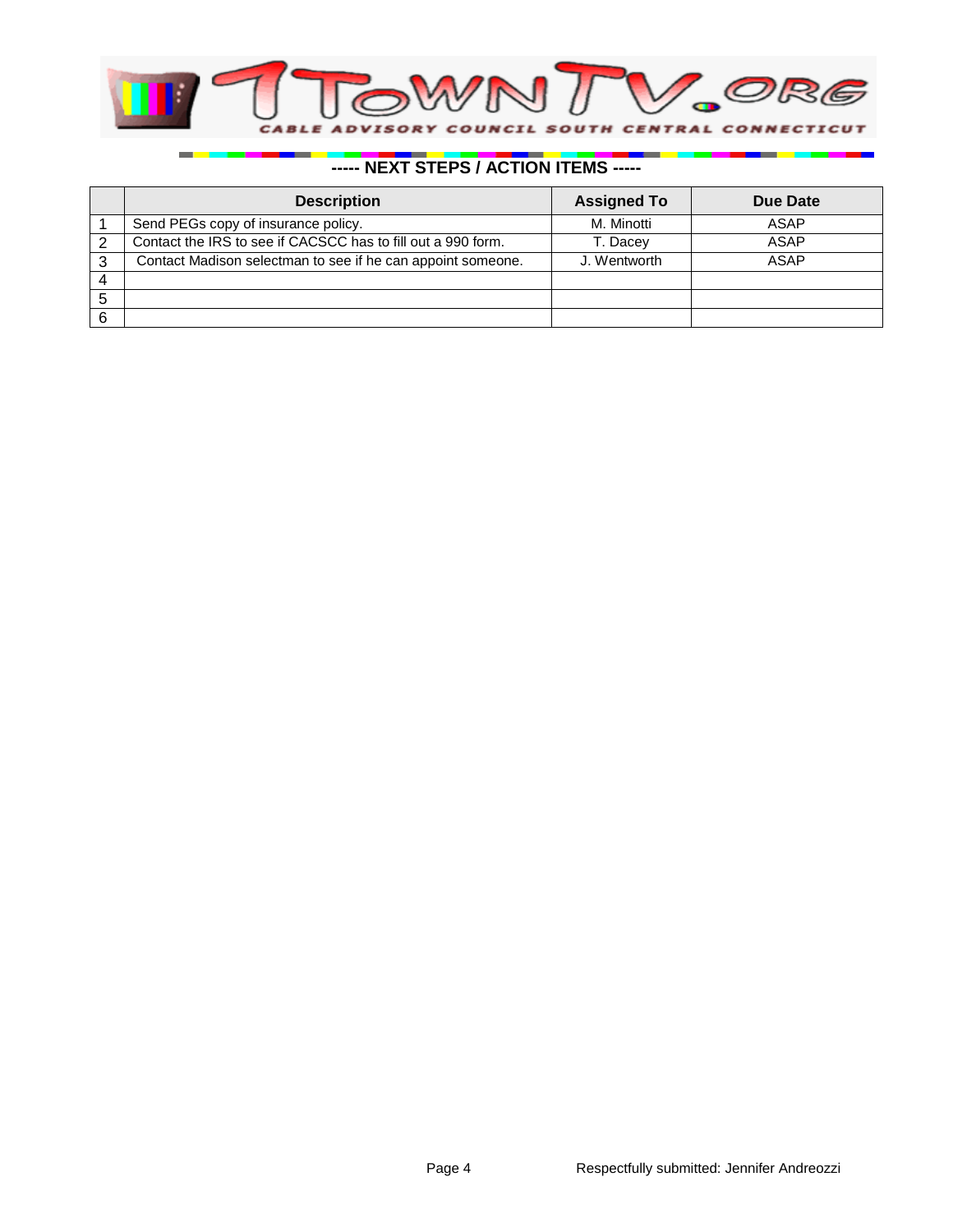# 7TOWNTV.ORG

CABLE ADVISORY COUNCIL SOUTH CENTRAL CONNECTICUT

**----- NEXT STEPS / ACTION ITEMS -----**

| | Description | Assigned To | Due Date |
|---|---|---|---|
| 1 | Send PEGs copy of insurance policy. | M. Minotti | ASAP |
| 2 | Contact the IRS to see if CACSCC has to fill out a 990 form. | T. Dacey | ASAP |
| 3 | Contact Madison selectman to see if he can appoint someone. | J. Wentworth | ASAP |
| 4 | | | |
| 5 | | | |
| 6 | | | |

Respectfully submitted: Jennifer Andreozzi